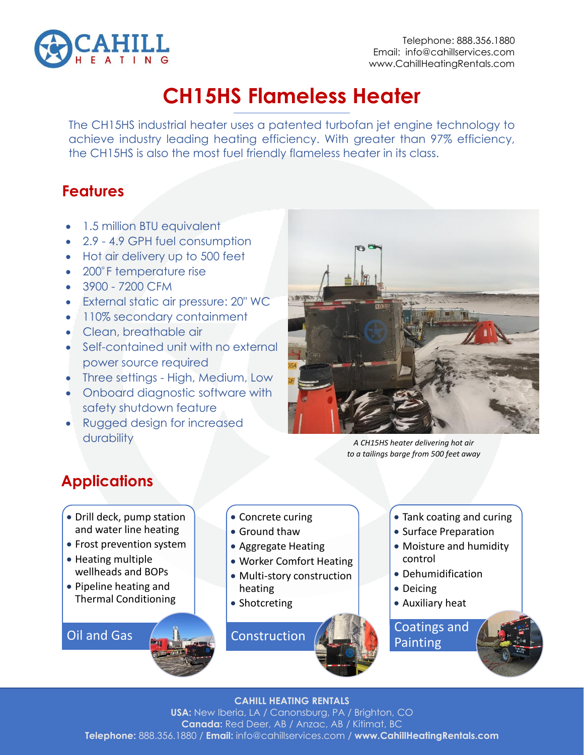CAHILL HEATING

Telephone: 888.356.1880
Email: info@cahillservices.com
www.CahillHeatingRentals.com

# CH15HS Flameless Heater

The CH15HS industrial heater uses a patented turbofan jet engine technology to achieve industry leading heating efficiency. With greater than 97% efficiency, the CH15HS is also the most fuel friendly flameless heater in its class.

## Features

- 1.5 million BTU equivalent
- 2.9 - 4.9 GPH fuel consumption
- Hot air delivery up to 500 feet
- 200˚F temperature rise
- 3900 - 7200 CFM
- External static air pressure: 20" WC
- 110% secondary containment
- Clean, breathable air
- Self-contained unit with no external power source required
- Three settings - High, Medium, Low
- Onboard diagnostic software with safety shutdown feature
- Rugged design for increased durability

*A CH15HS heater delivering hot air to a tailings barge from 500 feet away*

## Applications

### Oil and Gas

- Drill deck, pump station and water line heating
- Frost prevention system
- Heating multiple wellheads and BOPs
- Pipeline heating and Thermal Conditioning

### Construction

- Concrete curing
- Ground thaw
- Aggregate Heating
- Worker Comfort Heating
- Multi-story construction heating
- Shotcreting

### Coatings and Painting

- Tank coating and curing
- Surface Preparation
- Moisture and humidity control
- Dehumidification
- Deicing
- Auxiliary heat

**CAHILL HEATING RENTALS**
**USA:** New Iberia, LA / Canonsburg, PA / Brighton, CO
**Canada:** Red Deer, AB / Anzac, AB / Kitimat, BC
**Telephone:** 888.356.1880 / **Email:** info@cahillservices.com / **www.CahillHeatingRentals.com**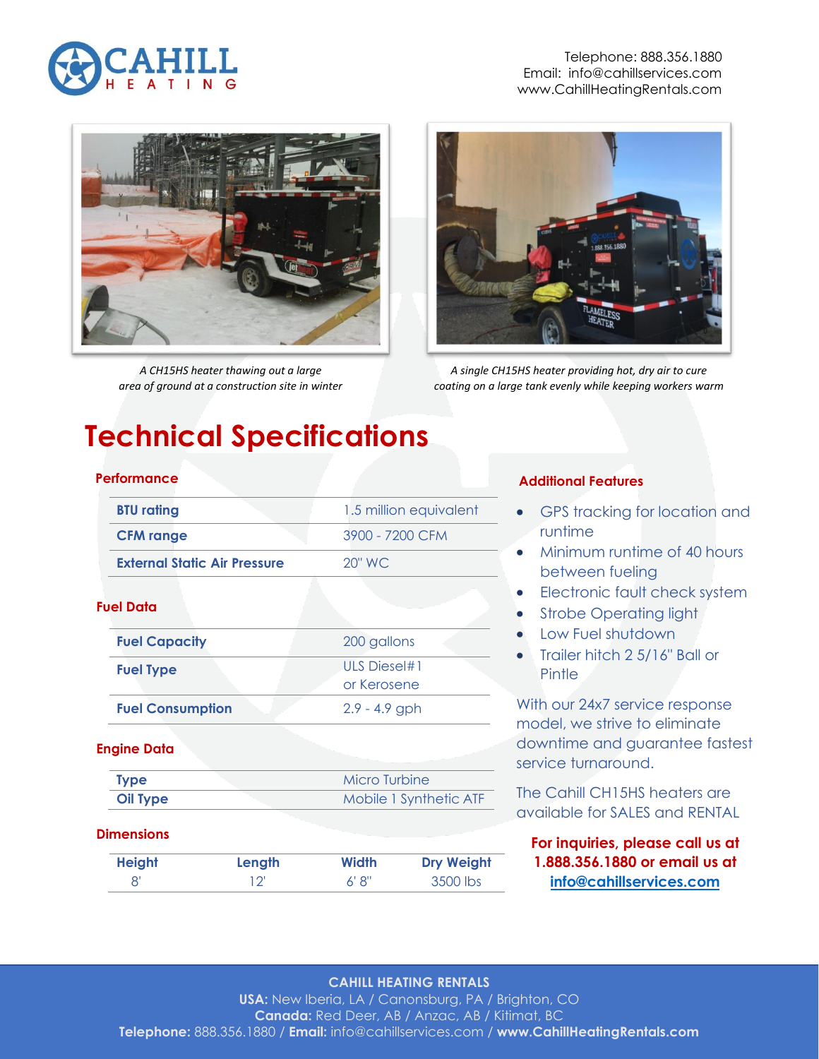Telephone: 888.356.1880
Email: info@cahillservices.com
www.CahillHeatingRentals.com

*A CH15HS heater thawing out a large area of ground at a construction site in winter*

*A single CH15HS heater providing hot, dry air to cure coating on a large tank evenly while keeping workers warm*

# Technical Specifications

### Performance

| | |
|---|---|
| **BTU rating** | 1.5 million equivalent |
| **CFM range** | 3900 - 7200 CFM |
| **External Static Air Pressure** | 20" WC |

### Fuel Data

| | |
|---|---|
| **Fuel Capacity** | 200 gallons |
| **Fuel Type** | ULS Diesel#1 or Kerosene |
| **Fuel Consumption** | 2.9 - 4.9 gph |

### Engine Data

| | |
|---|---|
| **Type** | Micro Turbine |
| **Oil Type** | Mobile 1 Synthetic ATF |

### Dimensions

| Height | Length | Width | Dry Weight |
|---|---|---|---|
| 8' | 12' | 6' 8" | 3500 lbs |

### Additional Features

- GPS tracking for location and runtime
- Minimum runtime of 40 hours between fueling
- Electronic fault check system
- Strobe Operating light
- Low Fuel shutdown
- Trailer hitch 2 5/16" Ball or Pintle

With our 24x7 service response model, we strive to eliminate downtime and guarantee fastest service turnaround.

The Cahill CH15HS heaters are available for SALES and RENTAL

**For inquiries, please call us at 1.888.356.1880 or email us at info@cahillservices.com**

**CAHILL HEATING RENTALS**
**USA:** New Iberia, LA / Canonsburg, PA / Brighton, CO
**Canada:** Red Deer, AB / Anzac, AB / Kitimat, BC
**Telephone:** 888.356.1880 / **Email:** info@cahillservices.com / **www.CahillHeatingRentals.com**